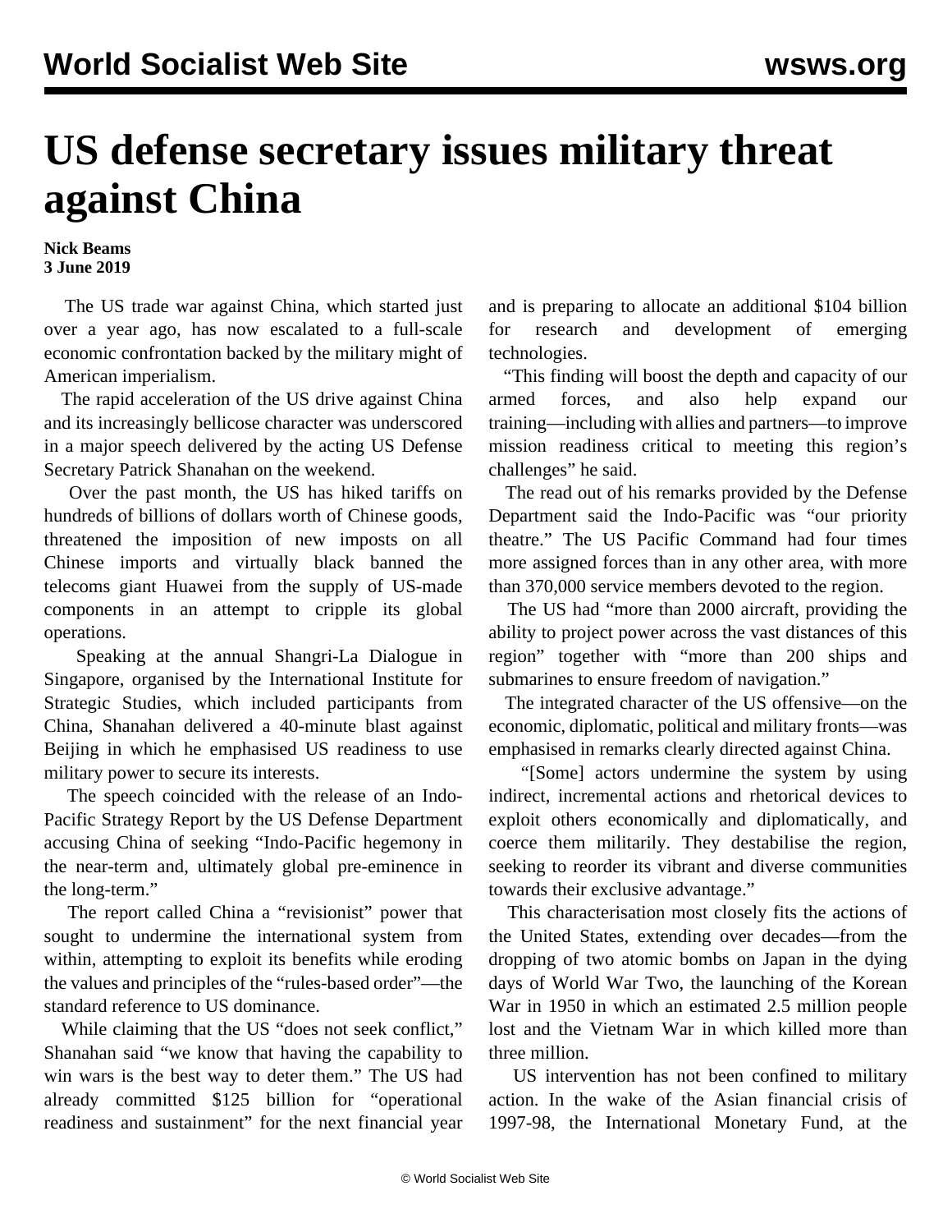# US defense secretary issues military threat against China

**Nick Beams**
**3 June 2019**

The US trade war against China, which started just over a year ago, has now escalated to a full-scale economic confrontation backed by the military might of American imperialism.

The rapid acceleration of the US drive against China and its increasingly bellicose character was underscored in a major speech delivered by the acting US Defense Secretary Patrick Shanahan on the weekend.

Over the past month, the US has hiked tariffs on hundreds of billions of dollars worth of Chinese goods, threatened the imposition of new imposts on all Chinese imports and virtually black banned the telecoms giant Huawei from the supply of US-made components in an attempt to cripple its global operations.

Speaking at the annual Shangri-La Dialogue in Singapore, organised by the International Institute for Strategic Studies, which included participants from China, Shanahan delivered a 40-minute blast against Beijing in which he emphasised US readiness to use military power to secure its interests.

The speech coincided with the release of an Indo-Pacific Strategy Report by the US Defense Department accusing China of seeking "Indo-Pacific hegemony in the near-term and, ultimately global pre-eminence in the long-term."

The report called China a "revisionist" power that sought to undermine the international system from within, attempting to exploit its benefits while eroding the values and principles of the "rules-based order"—the standard reference to US dominance.

While claiming that the US "does not seek conflict," Shanahan said "we know that having the capability to win wars is the best way to deter them." The US had already committed $125 billion for "operational readiness and sustainment" for the next financial year and is preparing to allocate an additional $104 billion for research and development of emerging technologies.

"This finding will boost the depth and capacity of our armed forces, and also help expand our training—including with allies and partners—to improve mission readiness critical to meeting this region's challenges" he said.

The read out of his remarks provided by the Defense Department said the Indo-Pacific was "our priority theatre." The US Pacific Command had four times more assigned forces than in any other area, with more than 370,000 service members devoted to the region.

The US had "more than 2000 aircraft, providing the ability to project power across the vast distances of this region" together with "more than 200 ships and submarines to ensure freedom of navigation."

The integrated character of the US offensive—on the economic, diplomatic, political and military fronts—was emphasised in remarks clearly directed against China.

"[Some] actors undermine the system by using indirect, incremental actions and rhetorical devices to exploit others economically and diplomatically, and coerce them militarily. They destabilise the region, seeking to reorder its vibrant and diverse communities towards their exclusive advantage."

This characterisation most closely fits the actions of the United States, extending over decades—from the dropping of two atomic bombs on Japan in the dying days of World War Two, the launching of the Korean War in 1950 in which an estimated 2.5 million people lost and the Vietnam War in which killed more than three million.

US intervention has not been confined to military action. In the wake of the Asian financial crisis of 1997-98, the International Monetary Fund, at the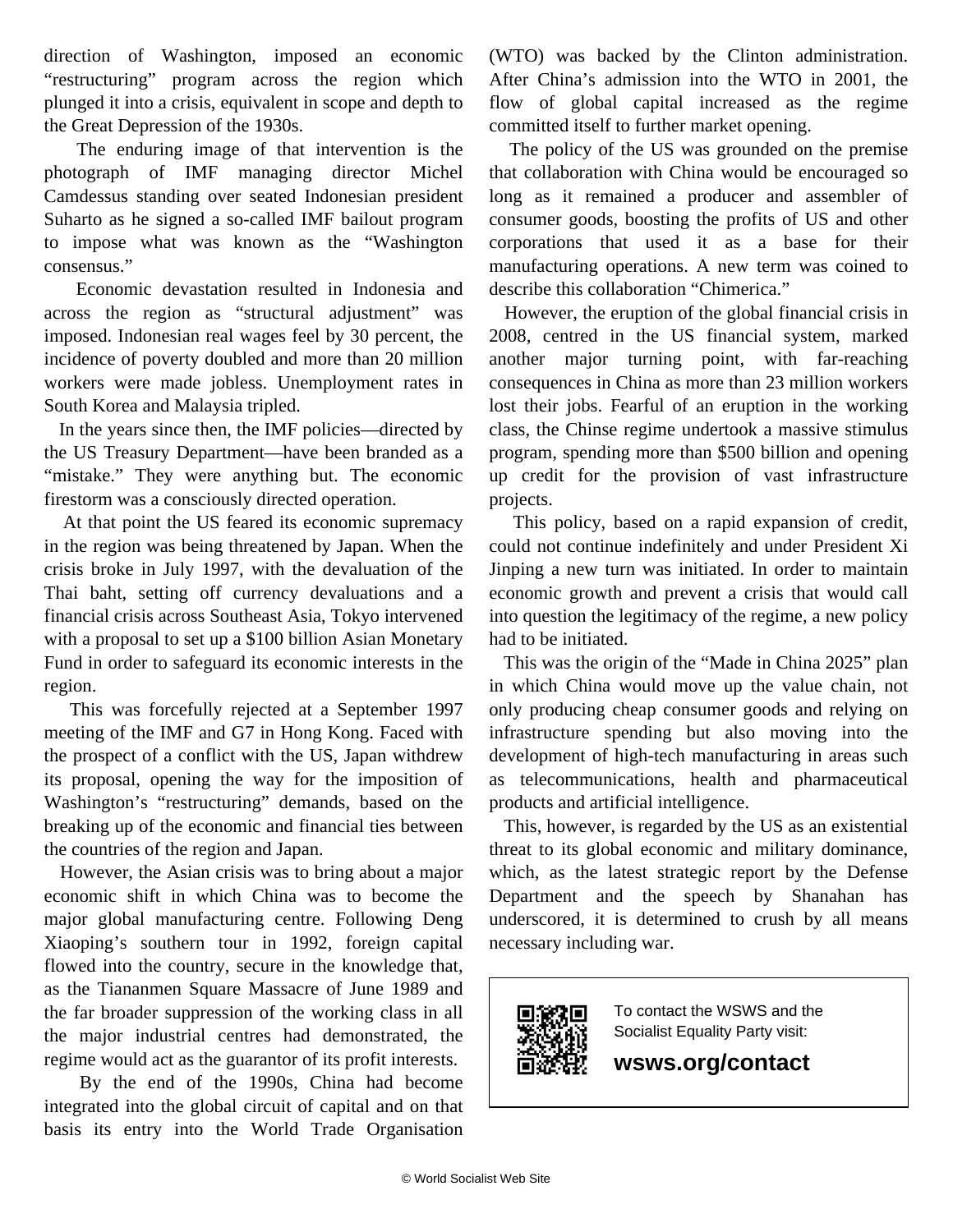direction of Washington, imposed an economic "restructuring" program across the region which plunged it into a crisis, equivalent in scope and depth to the Great Depression of the 1930s.

The enduring image of that intervention is the photograph of IMF managing director Michel Camdessus standing over seated Indonesian president Suharto as he signed a so-called IMF bailout program to impose what was known as the "Washington consensus."

Economic devastation resulted in Indonesia and across the region as "structural adjustment" was imposed. Indonesian real wages feel by 30 percent, the incidence of poverty doubled and more than 20 million workers were made jobless. Unemployment rates in South Korea and Malaysia tripled.

In the years since then, the IMF policies—directed by the US Treasury Department—have been branded as a "mistake." They were anything but. The economic firestorm was a consciously directed operation.

At that point the US feared its economic supremacy in the region was being threatened by Japan. When the crisis broke in July 1997, with the devaluation of the Thai baht, setting off currency devaluations and a financial crisis across Southeast Asia, Tokyo intervened with a proposal to set up a $100 billion Asian Monetary Fund in order to safeguard its economic interests in the region.

This was forcefully rejected at a September 1997 meeting of the IMF and G7 in Hong Kong. Faced with the prospect of a conflict with the US, Japan withdrew its proposal, opening the way for the imposition of Washington's "restructuring" demands, based on the breaking up of the economic and financial ties between the countries of the region and Japan.

However, the Asian crisis was to bring about a major economic shift in which China was to become the major global manufacturing centre. Following Deng Xiaoping's southern tour in 1992, foreign capital flowed into the country, secure in the knowledge that, as the Tiananmen Square Massacre of June 1989 and the far broader suppression of the working class in all the major industrial centres had demonstrated, the regime would act as the guarantor of its profit interests.

By the end of the 1990s, China had become integrated into the global circuit of capital and on that basis its entry into the World Trade Organisation (WTO) was backed by the Clinton administration. After China's admission into the WTO in 2001, the flow of global capital increased as the regime committed itself to further market opening.

The policy of the US was grounded on the premise that collaboration with China would be encouraged so long as it remained a producer and assembler of consumer goods, boosting the profits of US and other corporations that used it as a base for their manufacturing operations. A new term was coined to describe this collaboration "Chimerica."

However, the eruption of the global financial crisis in 2008, centred in the US financial system, marked another major turning point, with far-reaching consequences in China as more than 23 million workers lost their jobs. Fearful of an eruption in the working class, the Chinse regime undertook a massive stimulus program, spending more than $500 billion and opening up credit for the provision of vast infrastructure projects.

This policy, based on a rapid expansion of credit, could not continue indefinitely and under President Xi Jinping a new turn was initiated. In order to maintain economic growth and prevent a crisis that would call into question the legitimacy of the regime, a new policy had to be initiated.

This was the origin of the "Made in China 2025" plan in which China would move up the value chain, not only producing cheap consumer goods and relying on infrastructure spending but also moving into the development of high-tech manufacturing in areas such as telecommunications, health and pharmaceutical products and artificial intelligence.

This, however, is regarded by the US as an existential threat to its global economic and military dominance, which, as the latest strategic report by the Defense Department and the speech by Shanahan has underscored, it is determined to crush by all means necessary including war.

To contact the WSWS and the Socialist Equality Party visit:

**wsws.org/contact**